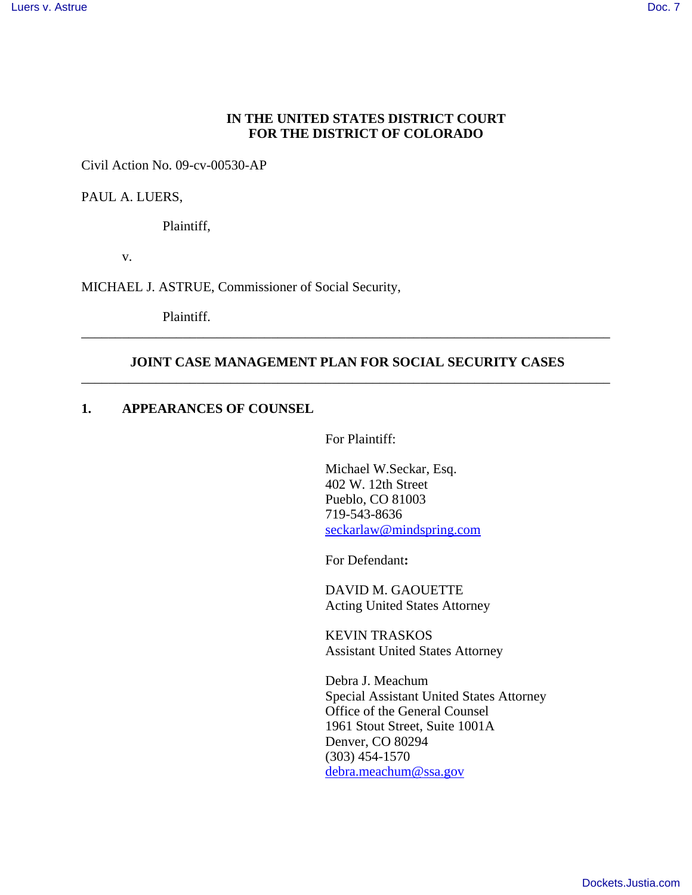**IN THE UNITED STATES DISTRICT COURT**
**FOR THE DISTRICT OF COLORADO**

Civil Action No. 09-cv-00530-AP

PAUL A. LUERS,

Plaintiff,

v.

MICHAEL J. ASTRUE, Commissioner of Social Security,

Plaintiff.

---

## JOINT CASE MANAGEMENT PLAN FOR SOCIAL SECURITY CASES

---

### 1. APPEARANCES OF COUNSEL

For Plaintiff:

Michael W.Seckar, Esq.
402 W. 12th Street
Pueblo, CO 81003
719-543-8636
seckarlaw@mindspring.com

For Defendant**:**

DAVID M. GAOUETTE
Acting United States Attorney

KEVIN TRASKOS
Assistant United States Attorney

Debra J. Meachum
Special Assistant United States Attorney
Office of the General Counsel
1961 Stout Street, Suite 1001A
Denver, CO 80294
(303) 454-1570
debra.meachum@ssa.gov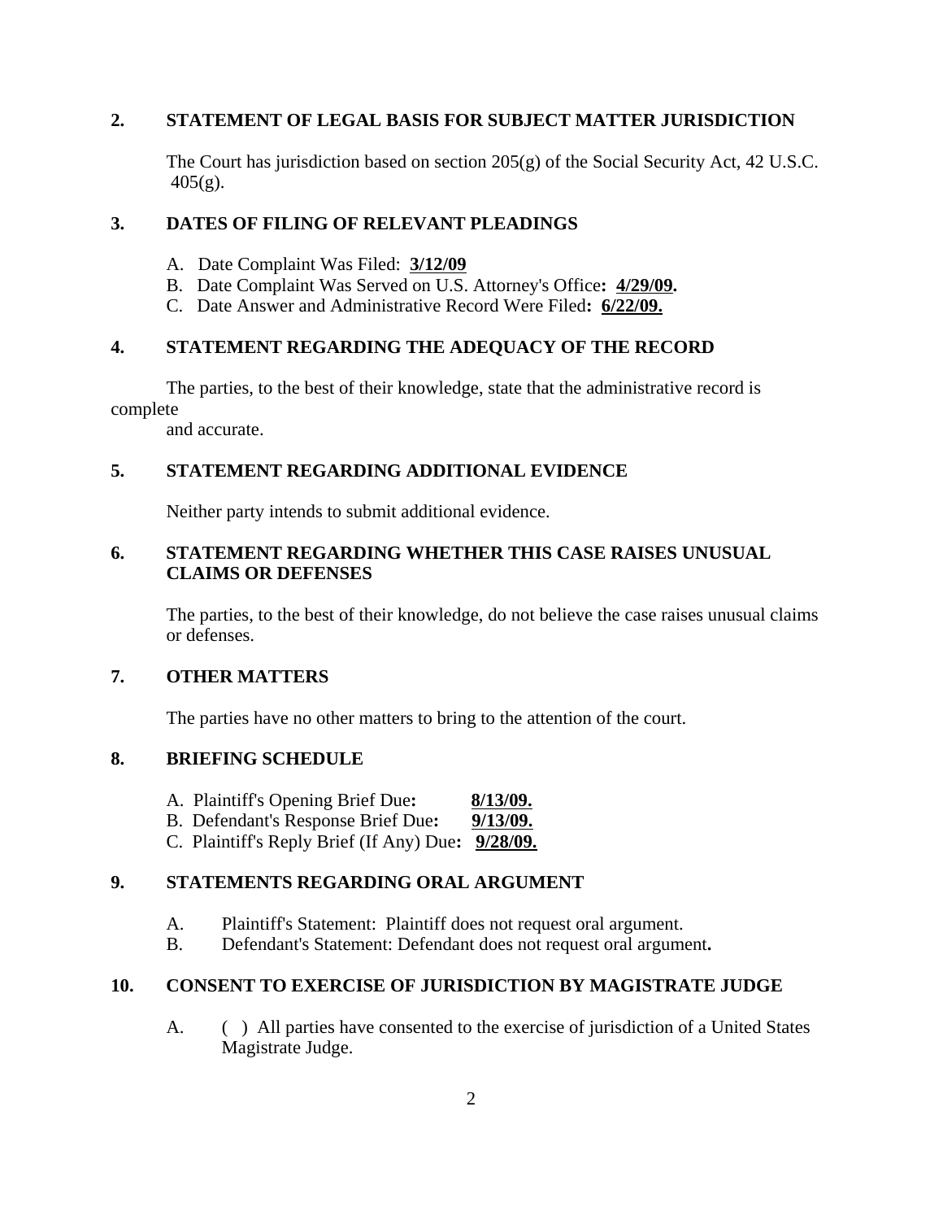## 2. STATEMENT OF LEGAL BASIS FOR SUBJECT MATTER JURISDICTION

The Court has jurisdiction based on section 205(g) of the Social Security Act, 42 U.S.C. 405(g).

## 3. DATES OF FILING OF RELEVANT PLEADINGS

A. Date Complaint Was Filed: **3/12/09**

B. Date Complaint Was Served on U.S. Attorney's Office**: 4/29/09.**

C. Date Answer and Administrative Record Were Filed**: 6/22/09.**

## 4. STATEMENT REGARDING THE ADEQUACY OF THE RECORD

The parties, to the best of their knowledge, state that the administrative record is complete and accurate.

## 5. STATEMENT REGARDING ADDITIONAL EVIDENCE

Neither party intends to submit additional evidence.

## 6. STATEMENT REGARDING WHETHER THIS CASE RAISES UNUSUAL CLAIMS OR DEFENSES

The parties, to the best of their knowledge, do not believe the case raises unusual claims or defenses.

## 7. OTHER MATTERS

The parties have no other matters to bring to the attention of the court.

## 8. BRIEFING SCHEDULE

A. Plaintiff's Opening Brief Due**: 8/13/09.**

B. Defendant's Response Brief Due**: 9/13/09.**

C. Plaintiff's Reply Brief (If Any) Due**: 9/28/09.**

## 9. STATEMENTS REGARDING ORAL ARGUMENT

A. Plaintiff's Statement: Plaintiff does not request oral argument.

B. Defendant's Statement: Defendant does not request oral argument**.**

## 10. CONSENT TO EXERCISE OF JURISDICTION BY MAGISTRATE JUDGE

A. ( ) All parties have consented to the exercise of jurisdiction of a United States Magistrate Judge.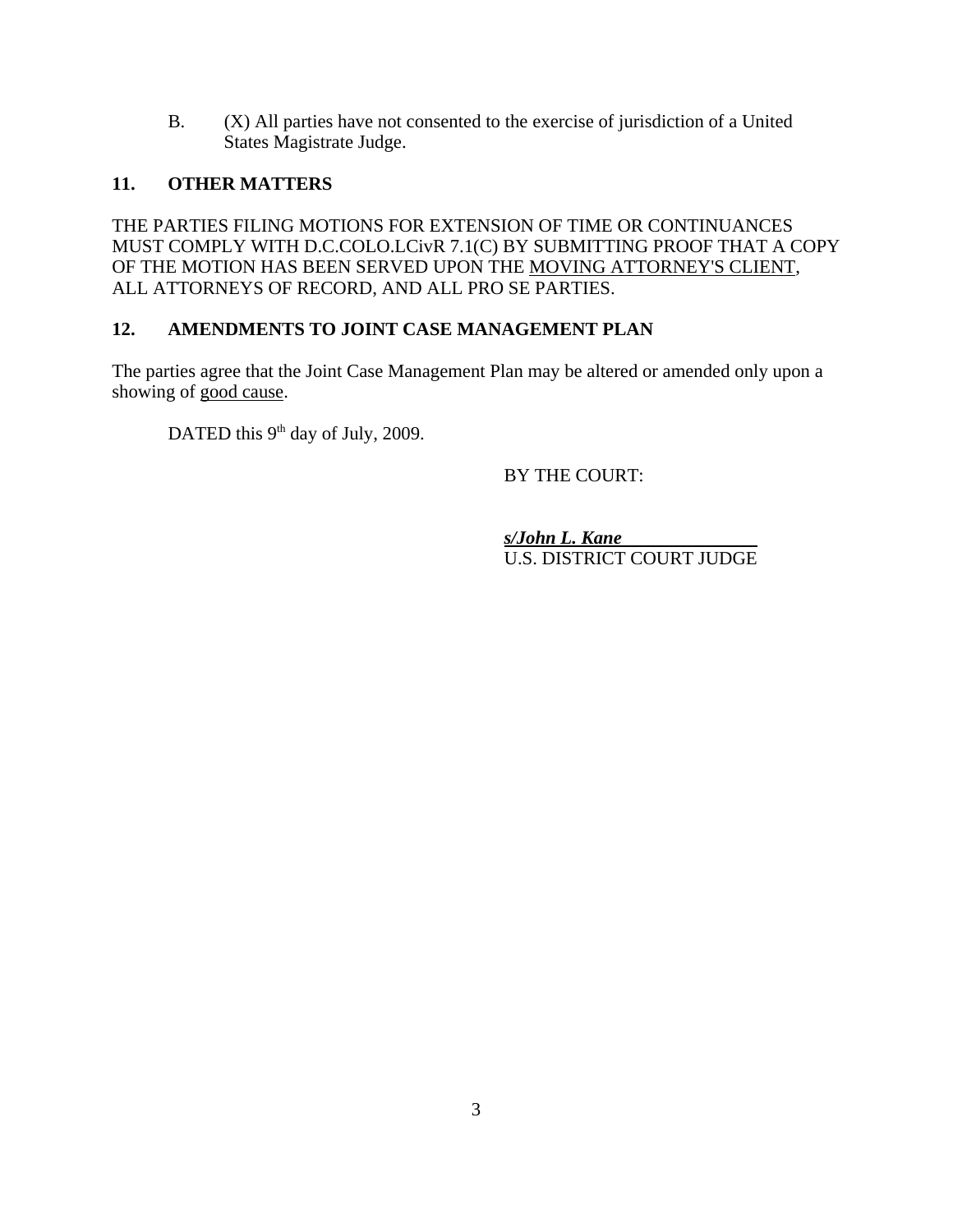B. (X) All parties have not consented to the exercise of jurisdiction of a United States Magistrate Judge.

## 11. OTHER MATTERS

THE PARTIES FILING MOTIONS FOR EXTENSION OF TIME OR CONTINUANCES MUST COMPLY WITH D.C.COLO.LCivR 7.1(C) BY SUBMITTING PROOF THAT A COPY OF THE MOTION HAS BEEN SERVED UPON THE MOVING ATTORNEY'S CLIENT, ALL ATTORNEYS OF RECORD, AND ALL PRO SE PARTIES.

## 12. AMENDMENTS TO JOINT CASE MANAGEMENT PLAN

The parties agree that the Joint Case Management Plan may be altered or amended only upon a showing of good cause.

DATED this 9th day of July, 2009.

BY THE COURT:

***s/John L. Kane***
U.S. DISTRICT COURT JUDGE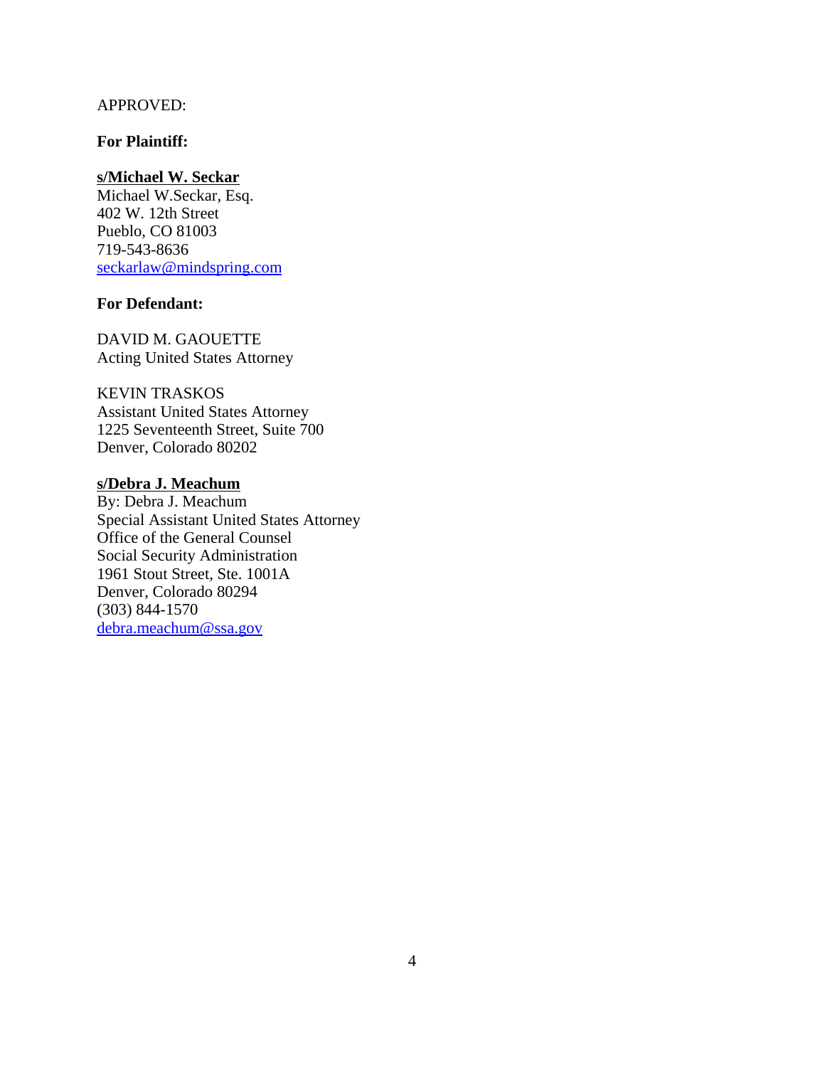APPROVED:

**For Plaintiff:**

**s/Michael W. Seckar**
Michael W.Seckar, Esq.
402 W. 12th Street
Pueblo, CO 81003
719-543-8636
seckarlaw@mindspring.com

**For Defendant:**

DAVID M. GAOUETTE
Acting United States Attorney

KEVIN TRASKOS
Assistant United States Attorney
1225 Seventeenth Street, Suite 700
Denver, Colorado 80202

**s/Debra J. Meachum**
By: Debra J. Meachum
Special Assistant United States Attorney
Office of the General Counsel
Social Security Administration
1961 Stout Street, Ste. 1001A
Denver, Colorado 80294
(303) 844-1570
debra.meachum@ssa.gov